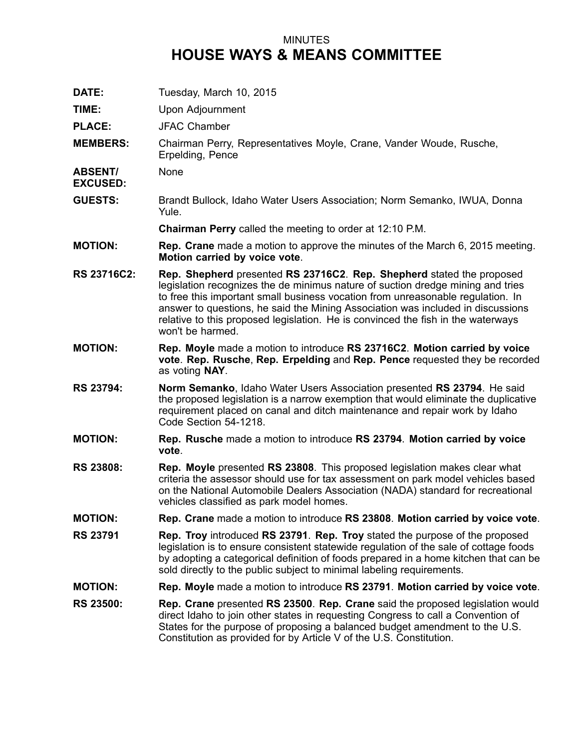MINUTES

# HOUSE WAYS & MEANS COMMITTEE

**DATE:** Tuesday, March 10, 2015

**TIME:** Upon Adjournment

**PLACE:** JFAC Chamber

**MEMBERS:** Chairman Perry, Representatives Moyle, Crane, Vander Woude, Rusche, Erpelding, Pence

**ABSENT/ EXCUSED:** None

**GUESTS:** Brandt Bullock, Idaho Water Users Association; Norm Semanko, IWUA, Donna Yule.

**Chairman Perry** called the meeting to order at 12:10 P.M.

**MOTION:** **Rep. Crane** made a motion to approve the minutes of the March 6, 2015 meeting. **Motion carried by voice vote**.

**RS 23716C2:** **Rep. Shepherd** presented **RS 23716C2**. **Rep. Shepherd** stated the proposed legislation recognizes the de minimus nature of suction dredge mining and tries to free this important small business vocation from unreasonable regulation. In answer to questions, he said the Mining Association was included in discussions relative to this proposed legislation. He is convinced the fish in the waterways won't be harmed.

**MOTION:** **Rep. Moyle** made a motion to introduce **RS 23716C2**. **Motion carried by voice vote**. **Rep. Rusche**, **Rep. Erpelding** and **Rep. Pence** requested they be recorded as voting **NAY**.

**RS 23794:** **Norm Semanko**, Idaho Water Users Association presented **RS 23794**. He said the proposed legislation is a narrow exemption that would eliminate the duplicative requirement placed on canal and ditch maintenance and repair work by Idaho Code Section 54-1218.

**MOTION:** **Rep. Rusche** made a motion to introduce **RS 23794**. **Motion carried by voice vote**.

**RS 23808:** **Rep. Moyle** presented **RS 23808**. This proposed legislation makes clear what criteria the assessor should use for tax assessment on park model vehicles based on the National Automobile Dealers Association (NADA) standard for recreational vehicles classified as park model homes.

**MOTION:** **Rep. Crane** made a motion to introduce **RS 23808**. **Motion carried by voice vote**.

**RS 23791** **Rep. Troy** introduced **RS 23791**. **Rep. Troy** stated the purpose of the proposed legislation is to ensure consistent statewide regulation of the sale of cottage foods by adopting a categorical definition of foods prepared in a home kitchen that can be sold directly to the public subject to minimal labeling requirements.

**MOTION:** **Rep. Moyle** made a motion to introduce **RS 23791**. **Motion carried by voice vote**.

**RS 23500:** **Rep. Crane** presented **RS 23500**. **Rep. Crane** said the proposed legislation would direct Idaho to join other states in requesting Congress to call a Convention of States for the purpose of proposing a balanced budget amendment to the U.S. Constitution as provided for by Article V of the U.S. Constitution.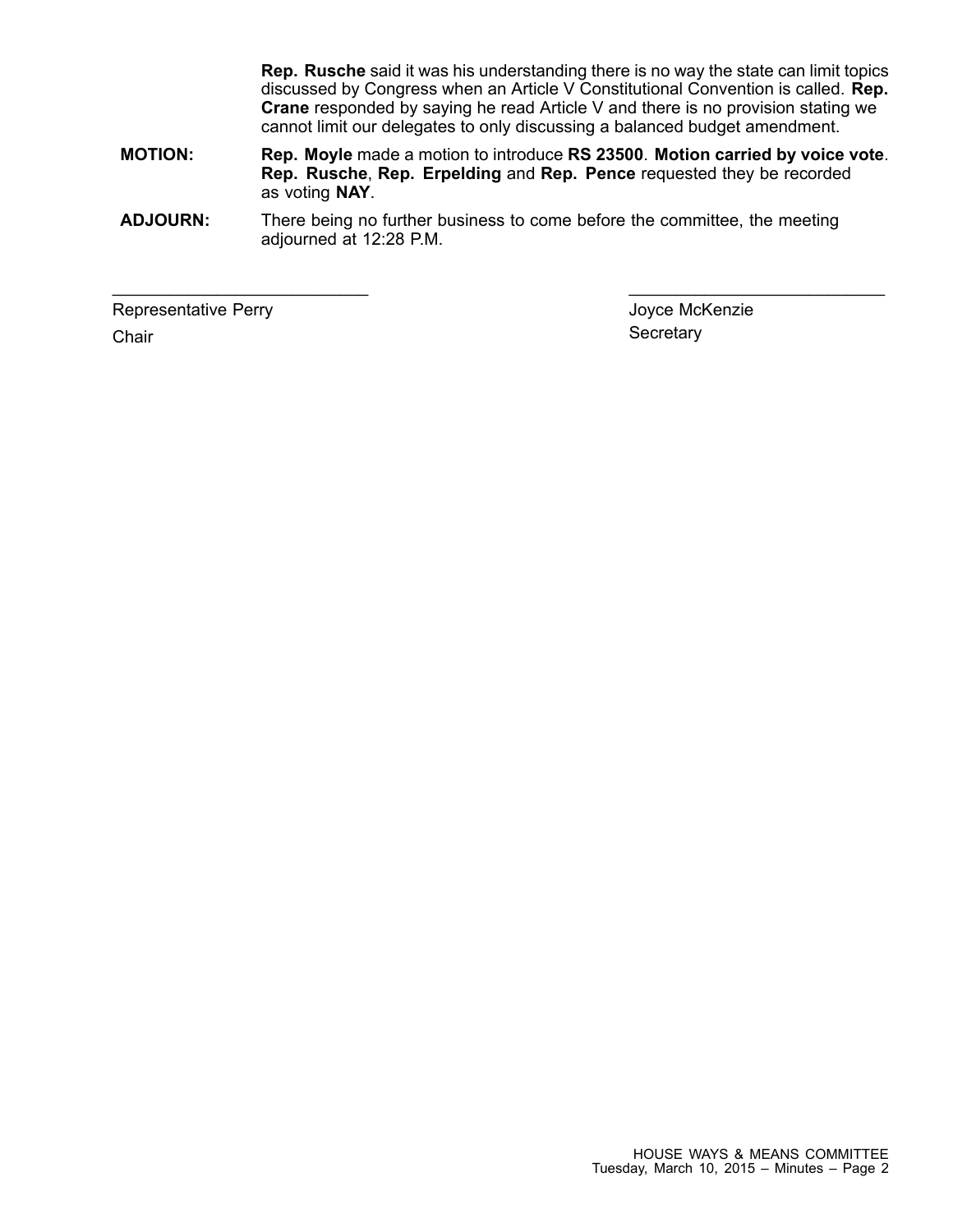**Rep. Rusche** said it was his understanding there is no way the state can limit topics discussed by Congress when an Article V Constitutional Convention is called. **Rep. Crane** responded by saying he read Article V and there is no provision stating we cannot limit our delegates to only discussing a balanced budget amendment.

**MOTION:** **Rep. Moyle** made a motion to introduce **RS 23500**. **Motion carried by voice vote**. **Rep. Rusche**, **Rep. Erpelding** and **Rep. Pence** requested they be recorded as voting **NAY**.

**ADJOURN:** There being no further business to come before the committee, the meeting adjourned at 12:28 P.M.

___________________________

Representative Perry
Chair

___________________________

Joyce McKenzie
Secretary